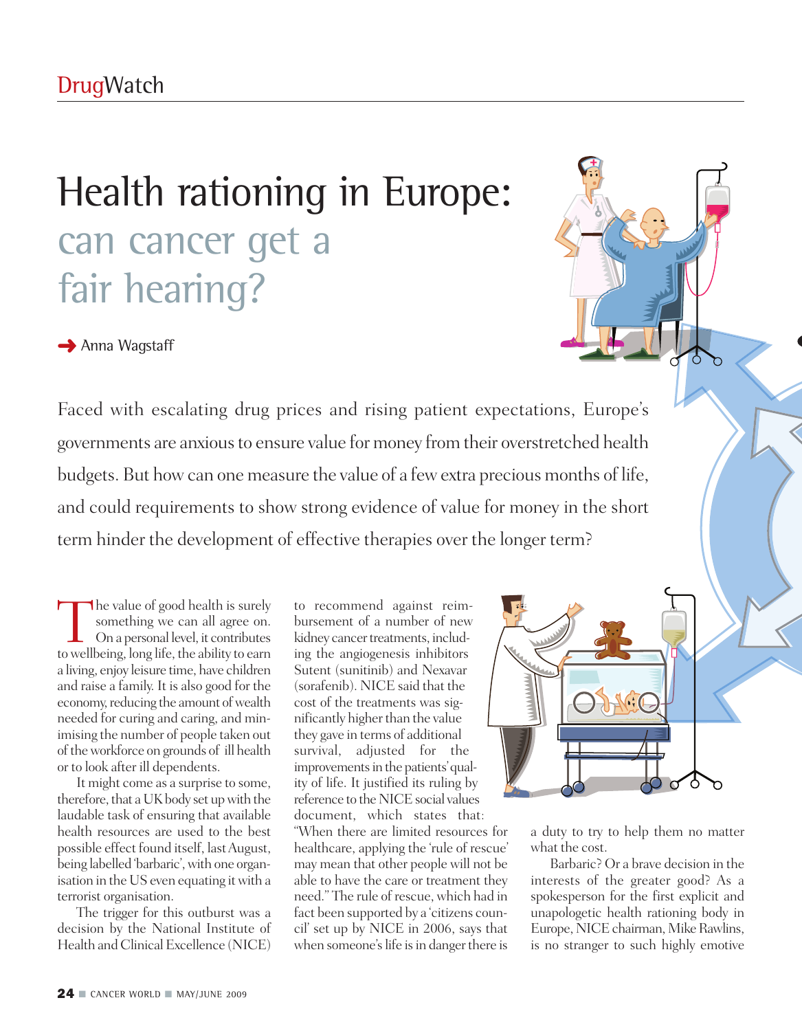DrugWatch

# Health rationing in Europe: can cancer get a fair hearing?

→ Anna Wagstaff

Faced with escalating drug prices and rising patient expectations, Europe's governments are anxious to ensure value for money from their overstretched health budgets. But how can one measure the value of a few extra precious months of life, and could requirements to show strong evidence of value for money in the short term hinder the development of effective therapies over the longer term?

The value of good health is surely something we can all agree on. On a personal level, it contributes to wellbeing, long life, the ability to earn a living, enjoy leisure time, have children and raise a family. It is also good for the economy, reducing the amount of wealth needed for curing and caring, and minimising the number of people taken out of the workforce on grounds of ill health or to look after ill dependents.

It might come as a surprise to some, therefore, that a UK body set up with the laudable task of ensuring that available health resources are used to the best possible effect found itself, last August, being labelled 'barbaric', with one organisation in the US even equating it with a terrorist organisation.

The trigger for this outburst was a decision by the National Institute of Health and Clinical Excellence (NICE) to recommend against reimbursement of a number of new kidney cancer treatments, including the angiogenesis inhibitors Sutent (sunitinib) and Nexavar (sorafenib). NICE said that the cost of the treatments was significantly higher than the value they gave in terms of additional survival, adjusted for the improvements in the patients' quality of life. It justified its ruling by reference to the NICE social values document, which states that: "When there are limited resources for healthcare, applying the 'rule of rescue' may mean that other people will not be able to have the care or treatment they need." The rule of rescue, which had in fact been supported by a 'citizens council' set up by NICE in 2006, says that when someone's life is in danger there is a duty to try to help them no matter what the cost.

Barbaric? Or a brave decision in the interests of the greater good? As a spokesperson for the first explicit and unapologetic health rationing body in Europe, NICE chairman, Mike Rawlins, is no stranger to such highly emotive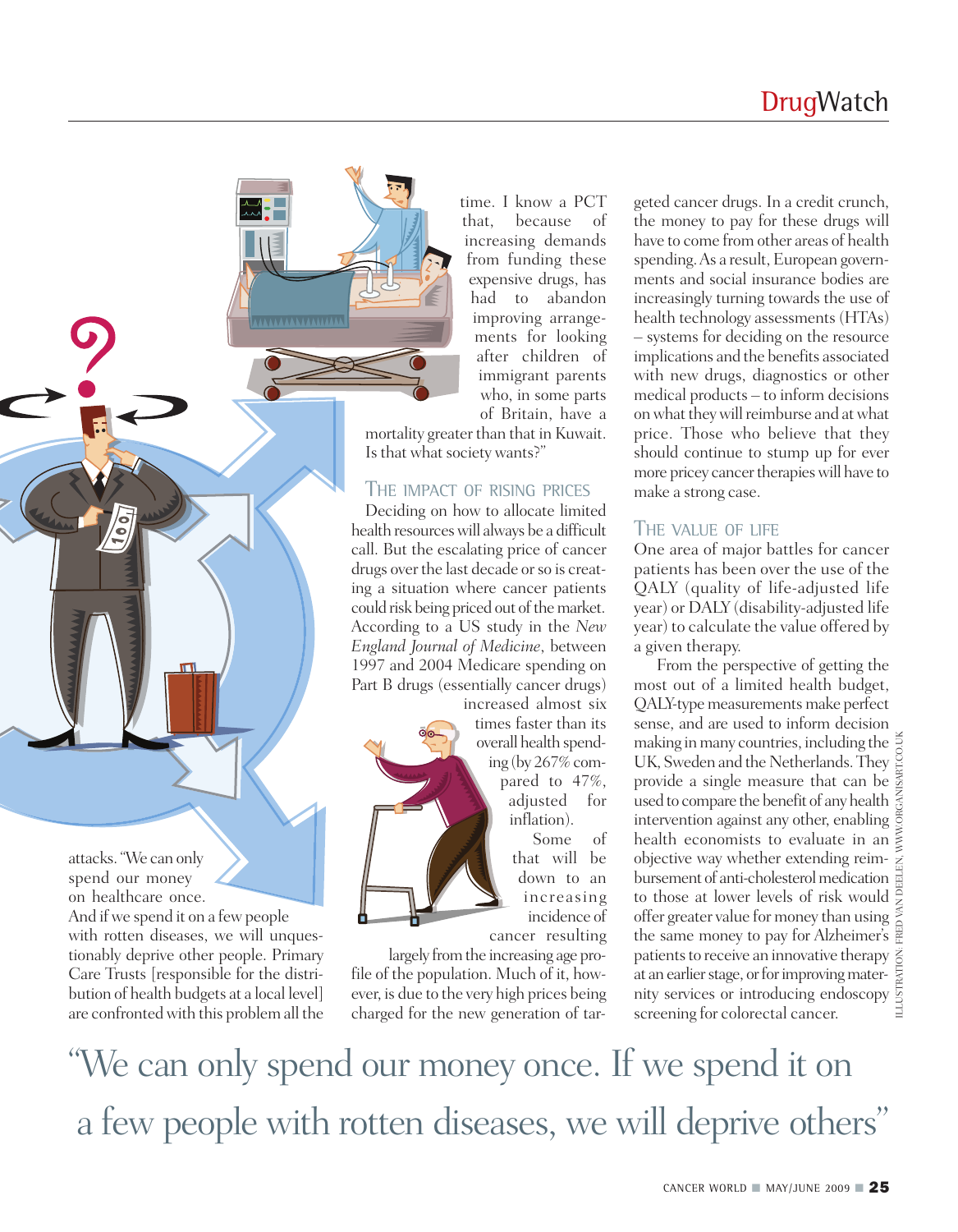attacks. "We can only spend our money on healthcare once. And if we spend it on a few people with rotten diseases, we will unquestionably deprive other people. Primary Care Trusts [responsible for the distribution of health budgets at a local level] are confronted with this problem all the time. I know a PCT that, because of increasing demands from funding these expensive drugs, has had to abandon improving arrangements for looking after children of immigrant parents who, in some parts of Britain, have a mortality greater than that in Kuwait. Is that what society wants?"

## THE IMPACT OF RISING PRICES

Deciding on how to allocate limited health resources will always be a difficult call. But the escalating price of cancer drugs over the last decade or so is creating a situation where cancer patients could risk being priced out of the market. According to a US study in the *New England Journal of Medicine*, between 1997 and 2004 Medicare spending on Part B drugs (essentially cancer drugs) increased almost six times faster than its overall health spending (by 267% compared to 47%, adjusted for inflation).

Some of that will be down to an increasing incidence of cancer resulting largely from the increasing age profile of the population. Much of it, however, is due to the very high prices being charged for the new generation of targeted cancer drugs. In a credit crunch, the money to pay for these drugs will have to come from other areas of health spending. As a result, European governments and social insurance bodies are increasingly turning towards the use of health technology assessments (HTAs) – systems for deciding on the resource implications and the benefits associated with new drugs, diagnostics or other medical products – to inform decisions on what they will reimburse and at what price. Those who believe that they should continue to stump up for ever more pricey cancer therapies will have to make a strong case.

## THE VALUE OF LIFE

One area of major battles for cancer patients has been over the use of the QALY (quality of life-adjusted life year) or DALY (disability-adjusted life year) to calculate the value offered by a given therapy.

From the perspective of getting the most out of a limited health budget, QALY-type measurements make perfect sense, and are used to inform decision making in many countries, including the UK, Sweden and the Netherlands. They provide a single measure that can be used to compare the benefit of any health intervention against any other, enabling health economists to evaluate in an objective way whether extending reimbursement of anti-cholesterol medication to those at lower levels of risk would offer greater value for money than using the same money to pay for Alzheimer's patients to receive an innovative therapy at an earlier stage, or for improving maternity services or introducing endoscopy screening for colorectal cancer.

ILLUSTRATION: FRED VAN DEELEN, WWW.ORGANISART.CO.UK

> "We can only spend our money once. If we spend it on a few people with rotten diseases, we will deprive others"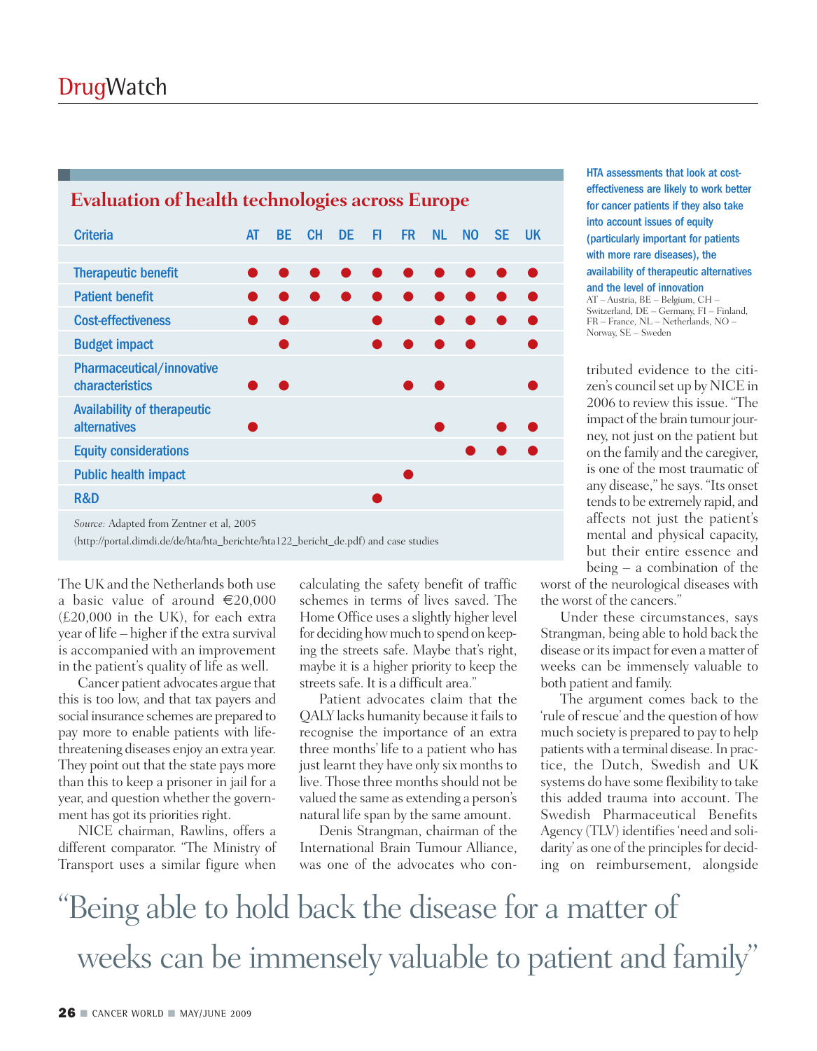## Evaluation of health technologies across Europe

| Criteria | AT | BE | CH | DE | FI | FR | NL | NO | SE | UK |
|---|---|---|---|---|---|---|---|---|---|---|
| Therapeutic benefit | ● | ● | ● | ● | ● | ● | ● | ● | ● | ● |
| Patient benefit | ● | ● | ● | ● | ● | ● | ● | ● | ● | ● |
| Cost-effectiveness | ● | ● | | | ● | | ● | ● | ● | ● |
| Budget impact | | ● | | | ● | ● | ● | ● | | ● |
| Pharmaceutical/innovative characteristics | ● | ● | | | | ● | ● | | | ● |
| Availability of therapeutic alternatives | ● | | | | | | ● | | ● | ● |
| Equity considerations | | | | | | | | ● | ● | ● |
| Public health impact | | | | | | ● | | | | |
| R&D | | | | | ● | | | | | |

*Source:* Adapted from Zentner et al, 2005 (http://portal.dimdi.de/de/hta/hta_berichte/hta122_bericht_de.pdf) and case studies

**HTA assessments that look at cost-effectiveness are likely to work better for cancer patients if they also take into account issues of equity (particularly important for patients with more rare diseases), the availability of therapeutic alternatives and the level of innovation**

AT – Austria, BE – Belgium, CH – Switzerland, DE – Germany, FI – Finland, FR – France, NL – Netherlands, NO – Norway, SE – Sweden

The UK and the Netherlands both use a basic value of around €20,000 (£20,000 in the UK), for each extra year of life – higher if the extra survival is accompanied with an improvement in the patient's quality of life as well.

Cancer patient advocates argue that this is too low, and that tax payers and social insurance schemes are prepared to pay more to enable patients with life-threatening diseases enjoy an extra year. They point out that the state pays more than this to keep a prisoner in jail for a year, and question whether the government has got its priorities right.

NICE chairman, Rawlins, offers a different comparator. "The Ministry of Transport uses a similar figure when calculating the safety benefit of traffic schemes in terms of lives saved. The Home Office uses a slightly higher level for deciding how much to spend on keeping the streets safe. Maybe that's right, maybe it is a higher priority to keep the streets safe. It is a difficult area."

Patient advocates claim that the QALY lacks humanity because it fails to recognise the importance of an extra three months' life to a patient who has just learnt they have only six months to live. Those three months should not be valued the same as extending a person's natural life span by the same amount.

Denis Strangman, chairman of the International Brain Tumour Alliance, was one of the advocates who contributed evidence to the citizen's council set up by NICE in 2006 to review this issue. "The impact of the brain tumour journey, not just on the patient but on the family and the caregiver, is one of the most traumatic of any disease," he says. "Its onset tends to be extremely rapid, and affects not just the patient's mental and physical capacity, but their entire essence and being – a combination of the worst of the neurological diseases with the worst of the cancers."

Under these circumstances, says Strangman, being able to hold back the disease or its impact for even a matter of weeks can be immensely valuable to both patient and family.

The argument comes back to the 'rule of rescue' and the question of how much society is prepared to pay to help patients with a terminal disease. In practice, the Dutch, Swedish and UK systems do have some flexibility to take this added trauma into account. The Swedish Pharmaceutical Benefits Agency (TLV) identifies 'need and solidarity' as one of the principles for deciding on reimbursement, alongside

> "Being able to hold back the disease for a matter of weeks can be immensely valuable to patient and family"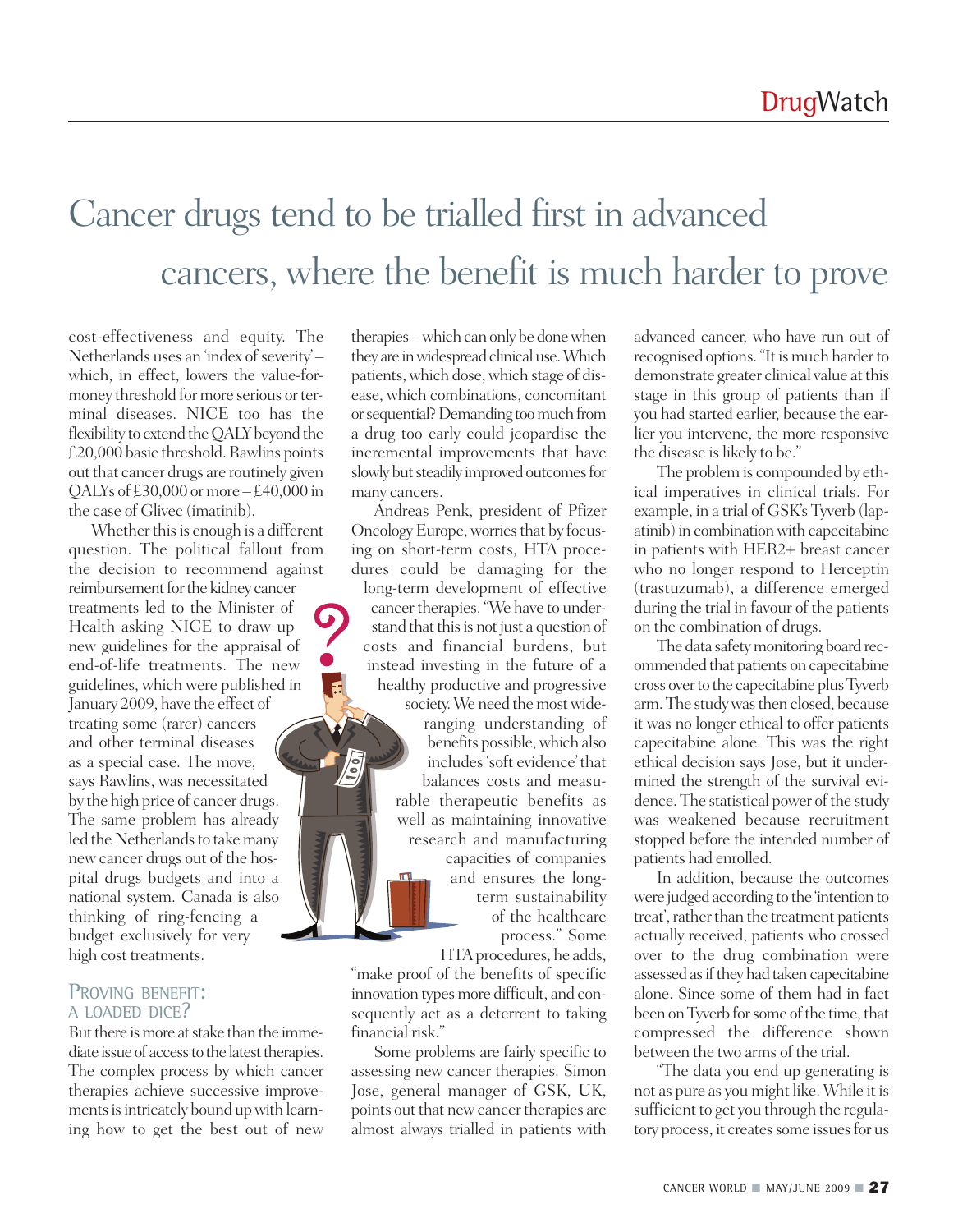# Cancer drugs tend to be trialled first in advanced cancers, where the benefit is much harder to prove

cost-effectiveness and equity. The Netherlands uses an 'index of severity' – which, in effect, lowers the value-for-money threshold for more serious or terminal diseases. NICE too has the flexibility to extend the QALY beyond the £20,000 basic threshold. Rawlins points out that cancer drugs are routinely given QALYs of £30,000 or more – £40,000 in the case of Glivec (imatinib).

Whether this is enough is a different question. The political fallout from the decision to recommend against reimbursement for the kidney cancer treatments led to the Minister of Health asking NICE to draw up new guidelines for the appraisal of end-of-life treatments. The new guidelines, which were published in January 2009, have the effect of treating some (rarer) cancers and other terminal diseases as a special case. The move, says Rawlins, was necessitated by the high price of cancer drugs. The same problem has already led the Netherlands to take many new cancer drugs out of the hospital drugs budgets and into a national system. Canada is also thinking of ring-fencing a budget exclusively for very high cost treatments.

## Proving benefit: a loaded dice?

But there is more at stake than the immediate issue of access to the latest therapies. The complex process by which cancer therapies achieve successive improvements is intricately bound up with learning how to get the best out of new therapies – which can only be done when they are in widespread clinical use. Which patients, which dose, which stage of disease, which combinations, concomitant or sequential? Demanding too much from a drug too early could jeopardise the incremental improvements that have slowly but steadily improved outcomes for many cancers.

Andreas Penk, president of Pfizer Oncology Europe, worries that by focusing on short-term costs, HTA procedures could be damaging for the long-term development of effective cancer therapies. "We have to understand that this is not just a question of costs and financial burdens, but instead investing in the future of a healthy productive and progressive society. We need the most wide-ranging understanding of benefits possible, which also includes 'soft evidence' that balances costs and measurable therapeutic benefits as well as maintaining innovative research and manufacturing capacities of companies and ensures the long-term sustainability of the healthcare process." Some HTA procedures, he adds, "make proof of the benefits of specific innovation types more difficult, and consequently act as a deterrent to taking financial risk."

Some problems are fairly specific to assessing new cancer therapies. Simon Jose, general manager of GSK, UK, points out that new cancer therapies are almost always trialled in patients with advanced cancer, who have run out of recognised options. "It is much harder to demonstrate greater clinical value at this stage in this group of patients than if you had started earlier, because the earlier you intervene, the more responsive the disease is likely to be."

The problem is compounded by ethical imperatives in clinical trials. For example, in a trial of GSK's Tyverb (lapatinib) in combination with capecitabine in patients with HER2+ breast cancer who no longer respond to Herceptin (trastuzumab), a difference emerged during the trial in favour of the patients on the combination of drugs.

The data safety monitoring board recommended that patients on capecitabine cross over to the capecitabine plus Tyverb arm. The study was then closed, because it was no longer ethical to offer patients capecitabine alone. This was the right ethical decision says Jose, but it undermined the strength of the survival evidence. The statistical power of the study was weakened because recruitment stopped before the intended number of patients had enrolled.

In addition, because the outcomes were judged according to the 'intention to treat', rather than the treatment patients actually received, patients who crossed over to the drug combination were assessed as if they had taken capecitabine alone. Since some of them had in fact been on Tyverb for some of the time, that compressed the difference shown between the two arms of the trial.

"The data you end up generating is not as pure as you might like. While it is sufficient to get you through the regulatory process, it creates some issues for us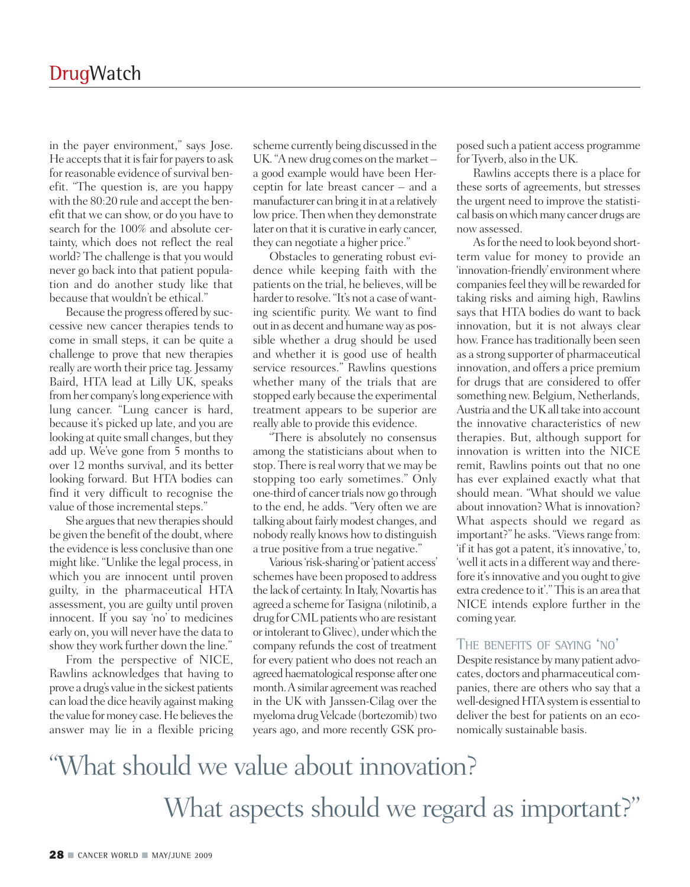in the payer environment," says Jose. He accepts that it is fair for payers to ask for reasonable evidence of survival benefit. "The question is, are you happy with the 80:20 rule and accept the benefit that we can show, or do you have to search for the 100% and absolute certainty, which does not reflect the real world? The challenge is that you would never go back into that patient population and do another study like that because that wouldn't be ethical."

Because the progress offered by successive new cancer therapies tends to come in small steps, it can be quite a challenge to prove that new therapies really are worth their price tag. Jessamy Baird, HTA lead at Lilly UK, speaks from her company's long experience with lung cancer. "Lung cancer is hard, because it's picked up late, and you are looking at quite small changes, but they add up. We've gone from 5 months to over 12 months survival, and its better looking forward. But HTA bodies can find it very difficult to recognise the value of those incremental steps."

She argues that new therapies should be given the benefit of the doubt, where the evidence is less conclusive than one might like. "Unlike the legal process, in which you are innocent until proven guilty, in the pharmaceutical HTA assessment, you are guilty until proven innocent. If you say 'no' to medicines early on, you will never have the data to show they work further down the line."

From the perspective of NICE, Rawlins acknowledges that having to prove a drug's value in the sickest patients can load the dice heavily against making the value for money case. He believes the answer may lie in a flexible pricing scheme currently being discussed in the UK. "A new drug comes on the market – a good example would have been Herceptin for late breast cancer – and a manufacturer can bring it in at a relatively low price. Then when they demonstrate later on that it is curative in early cancer, they can negotiate a higher price."

Obstacles to generating robust evidence while keeping faith with the patients on the trial, he believes, will be harder to resolve. "It's not a case of wanting scientific purity. We want to find out in as decent and humane way as possible whether a drug should be used and whether it is good use of health service resources." Rawlins questions whether many of the trials that are stopped early because the experimental treatment appears to be superior are really able to provide this evidence.

"There is absolutely no consensus among the statisticians about when to stop. There is real worry that we may be stopping too early sometimes." Only one-third of cancer trials now go through to the end, he adds. "Very often we are talking about fairly modest changes, and nobody really knows how to distinguish a true positive from a true negative."

Various 'risk-sharing' or 'patient access' schemes have been proposed to address the lack of certainty. In Italy, Novartis has agreed a scheme for Tasigna (nilotinib, a drug for CML patients who are resistant or intolerant to Glivec), under which the company refunds the cost of treatment for every patient who does not reach an agreed haematological response after one month. A similar agreement was reached in the UK with Janssen-Cilag over the myeloma drug Velcade (bortezomib) two years ago, and more recently GSK proposed such a patient access programme for Tyverb, also in the UK.

Rawlins accepts there is a place for these sorts of agreements, but stresses the urgent need to improve the statistical basis on which many cancer drugs are now assessed.

As for the need to look beyond short-term value for money to provide an 'innovation-friendly' environment where companies feel they will be rewarded for taking risks and aiming high, Rawlins says that HTA bodies do want to back innovation, but it is not always clear how. France has traditionally been seen as a strong supporter of pharmaceutical innovation, and offers a price premium for drugs that are considered to offer something new. Belgium, Netherlands, Austria and the UK all take into account the innovative characteristics of new therapies. But, although support for innovation is written into the NICE remit, Rawlins points out that no one has ever explained exactly what that should mean. "What should we value about innovation? What is innovation? What aspects should we regard as important?" he asks. "Views range from: 'if it has got a patent, it's innovative,' to, 'well it acts in a different way and therefore it's innovative and you ought to give extra credence to it'." This is an area that NICE intends explore further in the coming year.

## The benefits of saying 'no'

Despite resistance by many patient advocates, doctors and pharmaceutical companies, there are others who say that a well-designed HTA system is essential to deliver the best for patients on an economically sustainable basis.

"What should we value about innovation? What aspects should we regard as important?"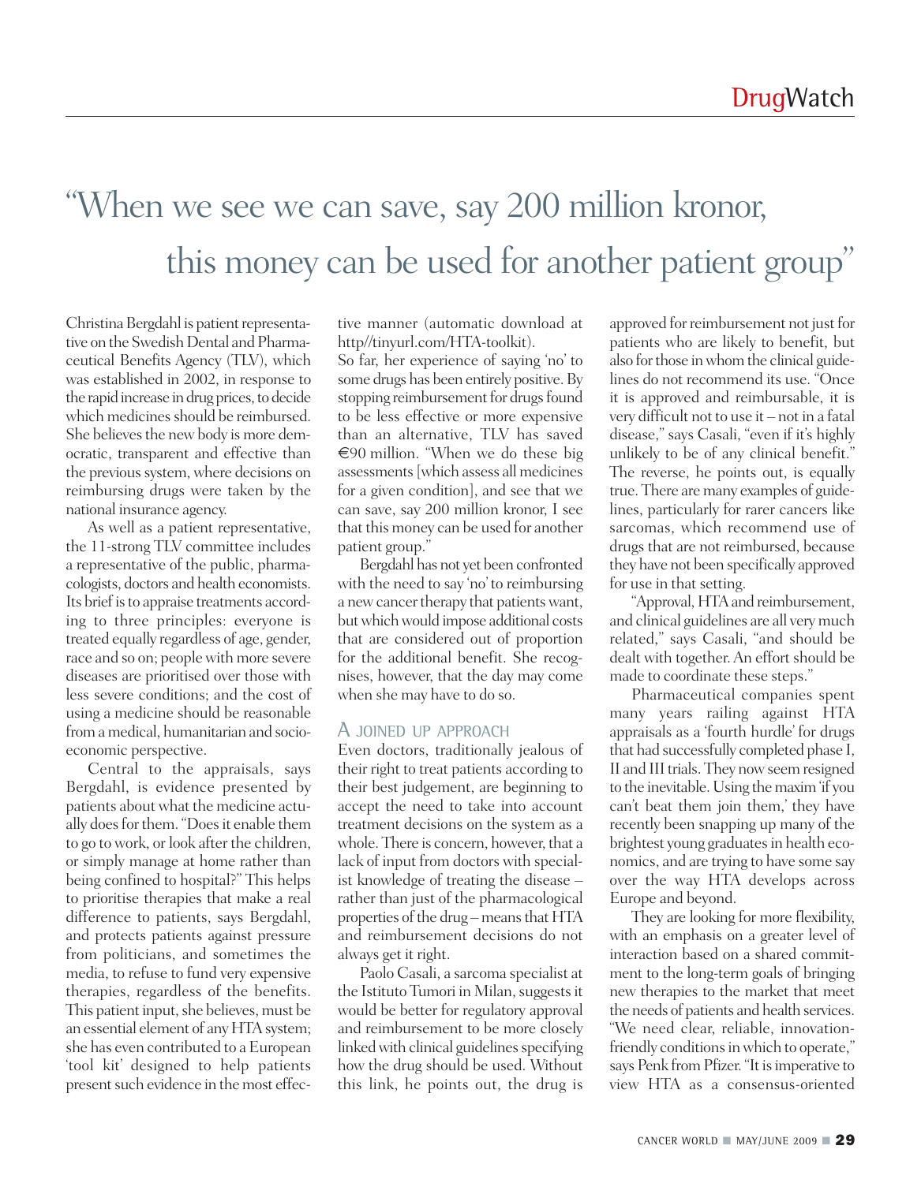# "When we see we can save, say 200 million kronor, this money can be used for another patient group"

Christina Bergdahl is patient representative on the Swedish Dental and Pharmaceutical Benefits Agency (TLV), which was established in 2002, in response to the rapid increase in drug prices, to decide which medicines should be reimbursed. She believes the new body is more democratic, transparent and effective than the previous system, where decisions on reimbursing drugs were taken by the national insurance agency.

As well as a patient representative, the 11-strong TLV committee includes a representative of the public, pharmacologists, doctors and health economists. Its brief is to appraise treatments according to three principles: everyone is treated equally regardless of age, gender, race and so on; people with more severe diseases are prioritised over those with less severe conditions; and the cost of using a medicine should be reasonable from a medical, humanitarian and socioeconomic perspective.

Central to the appraisals, says Bergdahl, is evidence presented by patients about what the medicine actually does for them. "Does it enable them to go to work, or look after the children, or simply manage at home rather than being confined to hospital?" This helps to prioritise therapies that make a real difference to patients, says Bergdahl, and protects patients against pressure from politicians, and sometimes the media, to refuse to fund very expensive therapies, regardless of the benefits. This patient input, she believes, must be an essential element of any HTA system; she has even contributed to a European 'tool kit' designed to help patients present such evidence in the most effective manner (automatic download at http//tinyurl.com/HTA-toolkit).

So far, her experience of saying 'no' to some drugs has been entirely positive. By stopping reimbursement for drugs found to be less effective or more expensive than an alternative, TLV has saved €90 million. "When we do these big assessments [which assess all medicines for a given condition], and see that we can save, say 200 million kronor, I see that this money can be used for another patient group."

Bergdahl has not yet been confronted with the need to say 'no' to reimbursing a new cancer therapy that patients want, but which would impose additional costs that are considered out of proportion for the additional benefit. She recognises, however, that the day may come when she may have to do so.

## A joined up approach

Even doctors, traditionally jealous of their right to treat patients according to their best judgement, are beginning to accept the need to take into account treatment decisions on the system as a whole. There is concern, however, that a lack of input from doctors with specialist knowledge of treating the disease – rather than just of the pharmacological properties of the drug – means that HTA and reimbursement decisions do not always get it right.

Paolo Casali, a sarcoma specialist at the Istituto Tumori in Milan, suggests it would be better for regulatory approval and reimbursement to be more closely linked with clinical guidelines specifying how the drug should be used. Without this link, he points out, the drug is approved for reimbursement not just for patients who are likely to benefit, but also for those in whom the clinical guidelines do not recommend its use. "Once it is approved and reimbursable, it is very difficult not to use it – not in a fatal disease," says Casali, "even if it's highly unlikely to be of any clinical benefit." The reverse, he points out, is equally true. There are many examples of guidelines, particularly for rarer cancers like sarcomas, which recommend use of drugs that are not reimbursed, because they have not been specifically approved for use in that setting.

"Approval, HTA and reimbursement, and clinical guidelines are all very much related," says Casali, "and should be dealt with together. An effort should be made to coordinate these steps."

Pharmaceutical companies spent many years railing against HTA appraisals as a 'fourth hurdle' for drugs that had successfully completed phase I, II and III trials. They now seem resigned to the inevitable. Using the maxim 'if you can't beat them join them,' they have recently been snapping up many of the brightest young graduates in health economics, and are trying to have some say over the way HTA develops across Europe and beyond.

They are looking for more flexibility, with an emphasis on a greater level of interaction based on a shared commitment to the long-term goals of bringing new therapies to the market that meet the needs of patients and health services. "We need clear, reliable, innovation-friendly conditions in which to operate," says Penk from Pfizer. "It is imperative to view HTA as a consensus-oriented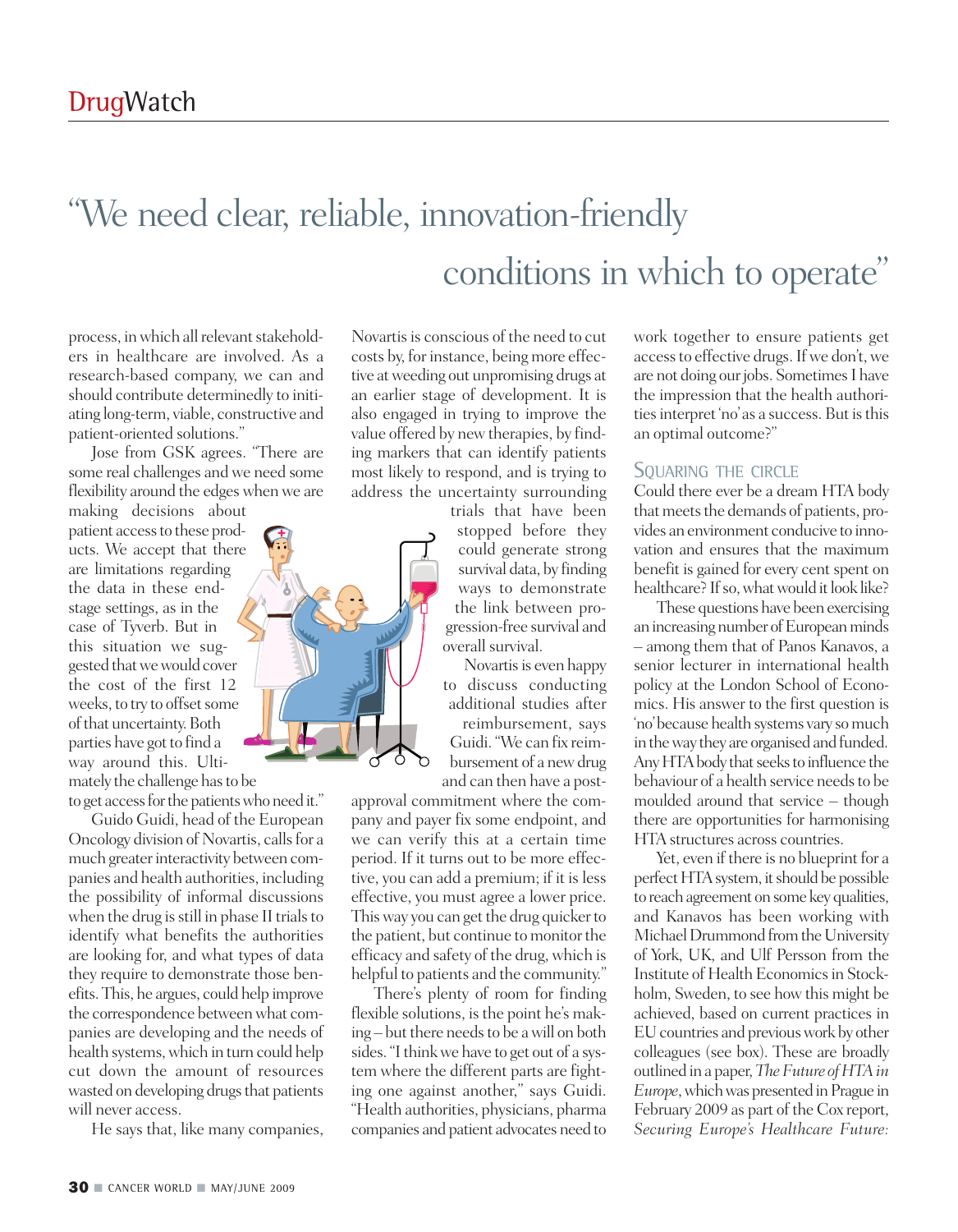# "We need clear, reliable, innovation-friendly conditions in which to operate"

process, in which all relevant stakeholders in healthcare are involved. As a research-based company, we can and should contribute determinedly to initiating long-term, viable, constructive and patient-oriented solutions."

Jose from GSK agrees. "There are some real challenges and we need some flexibility around the edges when we are making decisions about patient access to these products. We accept that there are limitations regarding the data in these end-stage settings, as in the case of Tyverb. But in this situation we suggested that we would cover the cost of the first 12 weeks, to try to offset some of that uncertainty. Both parties have got to find a way around this. Ultimately the challenge has to be to get access for the patients who need it."

Guido Guidi, head of the European Oncology division of Novartis, calls for a much greater interactivity between companies and health authorities, including the possibility of informal discussions when the drug is still in phase II trials to identify what benefits the authorities are looking for, and what types of data they require to demonstrate those benefits. This, he argues, could help improve the correspondence between what companies are developing and the needs of health systems, which in turn could help cut down the amount of resources wasted on developing drugs that patients will never access.

He says that, like many companies, Novartis is conscious of the need to cut costs by, for instance, being more effective at weeding out unpromising drugs at an earlier stage of development. It is also engaged in trying to improve the value offered by new therapies, by finding markers that can identify patients most likely to respond, and is trying to address the uncertainty surrounding trials that have been stopped before they could generate strong survival data, by finding ways to demonstrate the link between progression-free survival and overall survival.

Novartis is even happy to discuss conducting additional studies after reimbursement, says Guidi. "We can fix reimbursement of a new drug and can then have a post-approval commitment where the company and payer fix some endpoint, and we can verify this at a certain time period. If it turns out to be more effective, you can add a premium; if it is less effective, you must agree a lower price. This way you can get the drug quicker to the patient, but continue to monitor the efficacy and safety of the drug, which is helpful to patients and the community."

There's plenty of room for finding flexible solutions, is the point he's making – but there needs to be a will on both sides. "I think we have to get out of a system where the different parts are fighting one against another," says Guidi. "Health authorities, physicians, pharma companies and patient advocates need to work together to ensure patients get access to effective drugs. If we don't, we are not doing our jobs. Sometimes I have the impression that the health authorities interpret 'no' as a success. But is this an optimal outcome?"

## Squaring the circle

Could there ever be a dream HTA body that meets the demands of patients, provides an environment conducive to innovation and ensures that the maximum benefit is gained for every cent spent on healthcare? If so, what would it look like?

These questions have been exercising an increasing number of European minds – among them that of Panos Kanavos, a senior lecturer in international health policy at the London School of Economics. His answer to the first question is 'no' because health systems vary so much in the way they are organised and funded. Any HTA body that seeks to influence the behaviour of a health service needs to be moulded around that service – though there are opportunities for harmonising HTA structures across countries.

Yet, even if there is no blueprint for a perfect HTA system, it should be possible to reach agreement on some key qualities, and Kanavos has been working with Michael Drummond from the University of York, UK, and Ulf Persson from the Institute of Health Economics in Stockholm, Sweden, to see how this might be achieved, based on current practices in EU countries and previous work by other colleagues (see box). These are broadly outlined in a paper, *The Future of HTA in Europe*, which was presented in Prague in February 2009 as part of the Cox report, *Securing Europe's Healthcare Future:*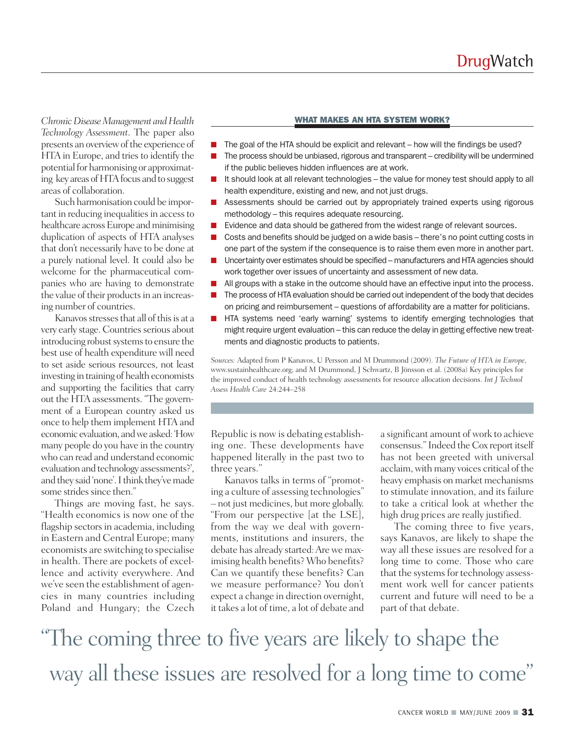*Chronic Disease Management and Health Technology Assessment*. The paper also presents an overview of the experience of HTA in Europe, and tries to identify the potential for harmonising or approximating key areas of HTA focus and to suggest areas of collaboration.

Such harmonisation could be important in reducing inequalities in access to healthcare across Europe and minimising duplication of aspects of HTA analyses that don't necessarily have to be done at a purely national level. It could also be welcome for the pharmaceutical companies who are having to demonstrate the value of their products in an increasing number of countries.

Kanavos stresses that all of this is at a very early stage. Countries serious about introducing robust systems to ensure the best use of health expenditure will need to set aside serious resources, not least investing in training of health economists and supporting the facilities that carry out the HTA assessments. "The government of a European country asked us once to help them implement HTA and economic evaluation, and we asked: 'How many people do you have in the country who can read and understand economic evaluation and technology assessments?', and they said 'none'. I think they've made some strides since then."

Things are moving fast, he says. "Health economics is now one of the flagship sectors in academia, including in Eastern and Central Europe; many economists are switching to specialise in health. There are pockets of excellence and activity everywhere. And we've seen the establishment of agencies in many countries including Poland and Hungary; the Czech Republic is now is debating establishing one. These developments have happened literally in the past two to three years."

Kanavos talks in terms of "promoting a culture of assessing technologies" – not just medicines, but more globally. "From our perspective [at the LSE], from the way we deal with governments, institutions and insurers, the debate has already started: Are we maximising health benefits? Who benefits? Can we quantify these benefits? Can we measure performance? You don't expect a change in direction overnight, it takes a lot of time, a lot of debate and a significant amount of work to achieve consensus." Indeed the Cox report itself has not been greeted with universal acclaim, with many voices critical of the heavy emphasis on market mechanisms to stimulate innovation, and its failure to take a critical look at whether the high drug prices are really justified.

The coming three to five years, says Kanavos, are likely to shape the way all these issues are resolved for a long time to come. Those who care that the systems for technology assessment work well for cancer patients current and future will need to be a part of that debate.

### WHAT MAKES AN HTA SYSTEM WORK?

- The goal of the HTA should be explicit and relevant – how will the findings be used?
- The process should be unbiased, rigorous and transparent – credibility will be undermined if the public believes hidden influences are at work.
- It should look at all relevant technologies – the value for money test should apply to all health expenditure, existing and new, and not just drugs.
- Assessments should be carried out by appropriately trained experts using rigorous methodology – this requires adequate resourcing.
- Evidence and data should be gathered from the widest range of relevant sources.
- Costs and benefits should be judged on a wide basis – there's no point cutting costs in one part of the system if the consequence is to raise them even more in another part.
- Uncertainty over estimates should be specified – manufacturers and HTA agencies should work together over issues of uncertainty and assessment of new data.
- All groups with a stake in the outcome should have an effective input into the process.
- The process of HTA evaluation should be carried out independent of the body that decides on pricing and reimbursement – questions of affordability are a matter for politicians.
- HTA systems need 'early warning' systems to identify emerging technologies that might require urgent evaluation – this can reduce the delay in getting effective new treatments and diagnostic products to patients.

*Sources:* Adapted from P Kanavos, U Persson and M Drummond (2009). *The Future of HTA in Europe*, www.sustainhealthcare.org; and M Drummond, J Schwartz, B Jönsson et al. (2008a) Key principles for the improved conduct of health technology assessments for resource allocation decisions. *Int J Technol Assess Health Care* 24:244–258

"The coming three to five years are likely to shape the way all these issues are resolved for a long time to come"